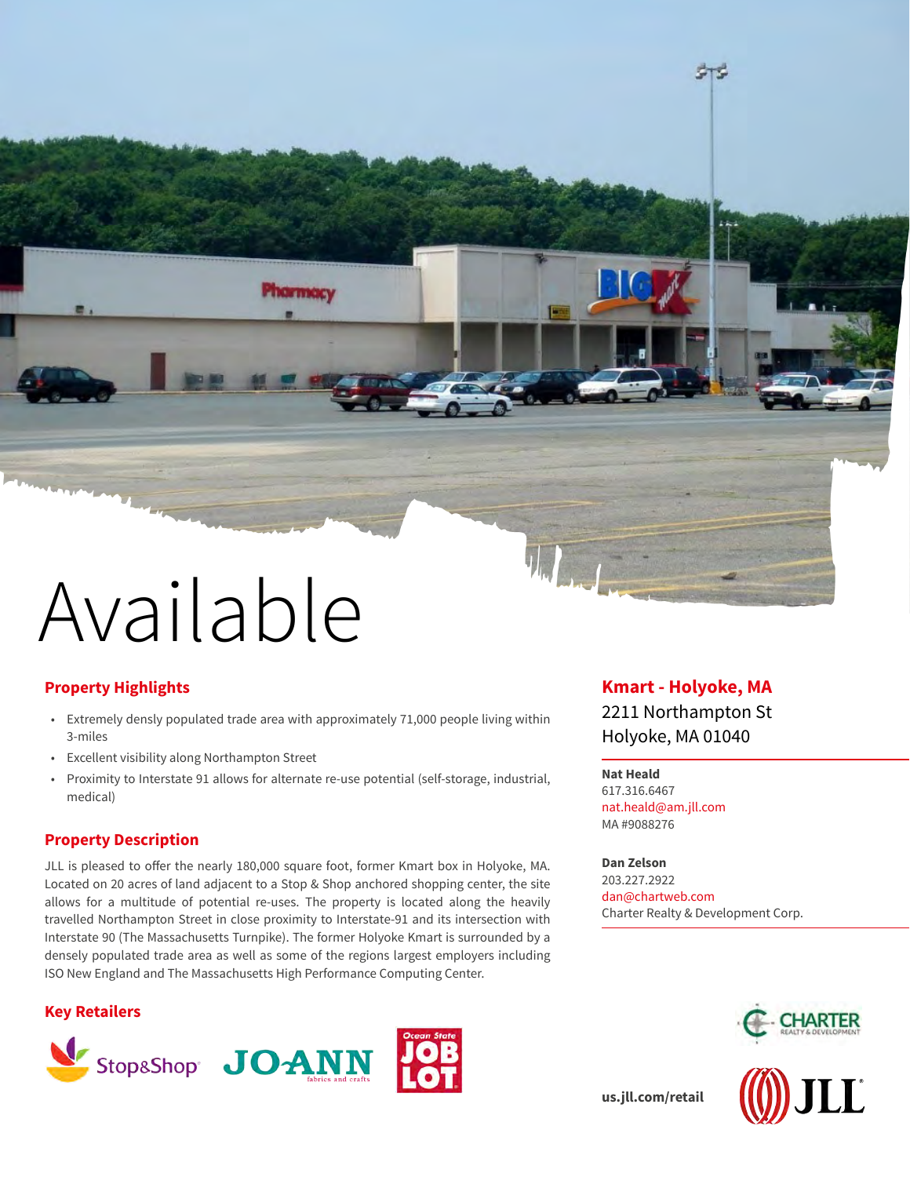# Available

## Property Highlights

- Extremely densely populated trade area with approximately 71,000 people living within 3-miles
- Excellent visibility along Northampton Street
- Proximity to Interstate 91 allows for alternate re-use potential (self-storage, industrial, medical)

## Property Description

JLL is pleased to offer the nearly 180,000 square foot, former Kmart box in Holyoke, MA. Located on 20 acres of land adjacent to a Stop & Shop anchored shopping center, the site allows for a multitude of potential re-uses. The property is located along the heavily travelled Northampton Street in close proximity to Interstate-91 and its intersection with Interstate 90 (The Massachusetts Turnpike). The former Holyoke Kmart is surrounded by a densely populated trade area as well as some of the regions largest employers including ISO New England and The Massachusetts High Performance Computing Center.

## Key Retailers

Stop&Shop, JOANN fabrics and crafts, Ocean State Job Lot

## Kmart - Holyoke, MA

2211 Northampton St
Holyoke, MA 01040

**Nat Heald**
617.316.6467
nat.heald@am.jll.com
MA #9088276

**Dan Zelson**
203.227.2922
dan@chartweb.com
Charter Realty & Development Corp.

Charter Realty & Development

**us.jll.com/retail**

JLL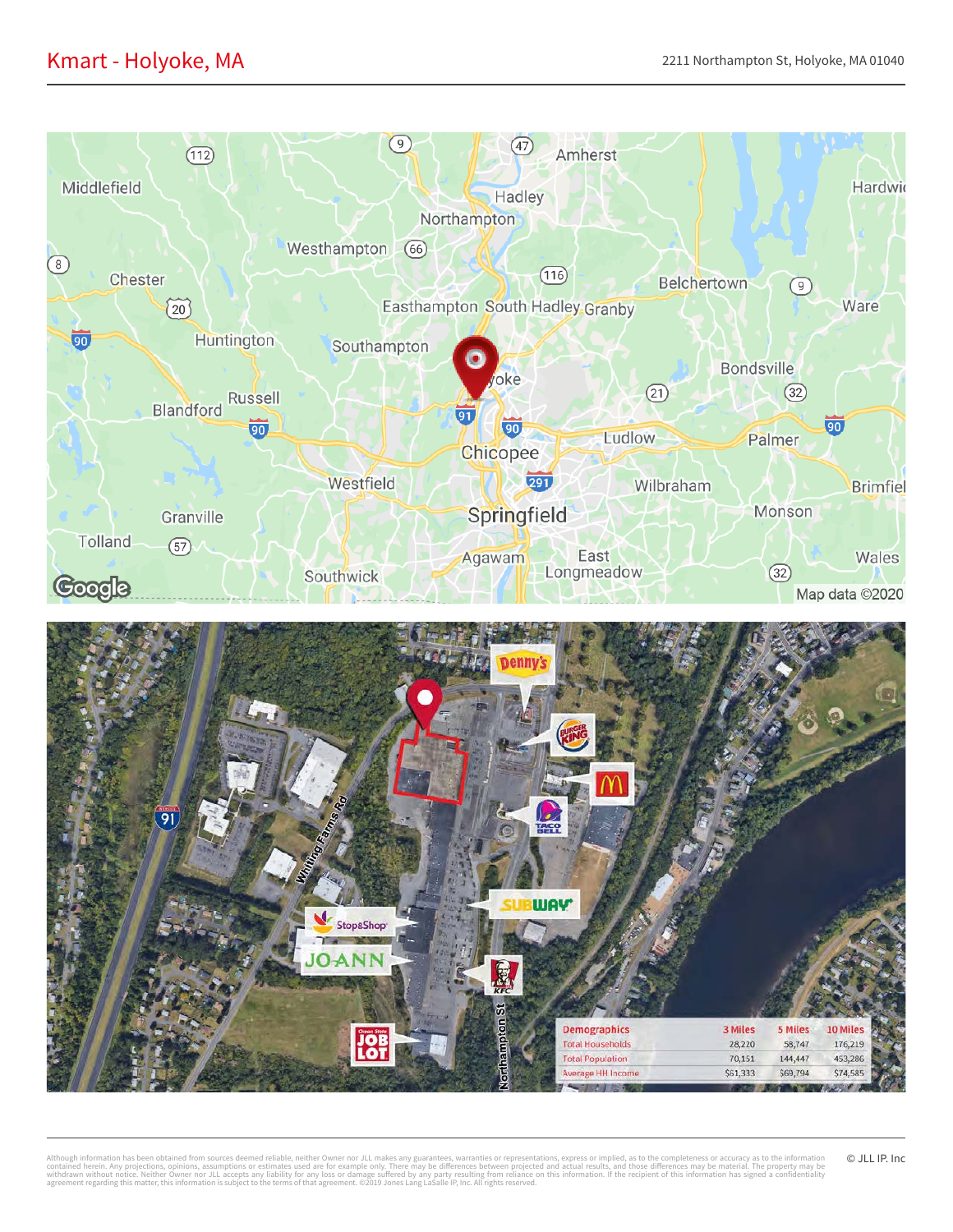# Kmart - Holyoke, MA

2211 Northampton St, Holyoke, MA 01040

| Demographics | 3 Miles | 5 Miles | 10 Miles |
|---|---|---|---|
| Total Households | 28,220 | 58,747 | 176,219 |
| Total Population | 70,151 | 144,447 | 453,286 |
| Average HH Income | $61,333 | $69,794 | $74,585 |

Although information has been obtained from sources deemed reliable, neither Owner nor JLL makes any guarantees, warranties or representations, express or implied, as to the completeness or accuracy as to the information contained herein. Any projections, opinions, assumptions or estimates used are for example only. There may be differences between projected and actual results, and those differences may be material. The property may be withdrawn without notice. Neither Owner nor JLL accepts any liability for any loss or damage suffered by any party resulting from reliance on this information. If the recipient of this information has signed a confidentiality agreement regarding this matter, this information is subject to the terms of that agreement. ©2019 Jones Lang LaSalle IP, Inc. All rights reserved.

© JLL IP, Inc